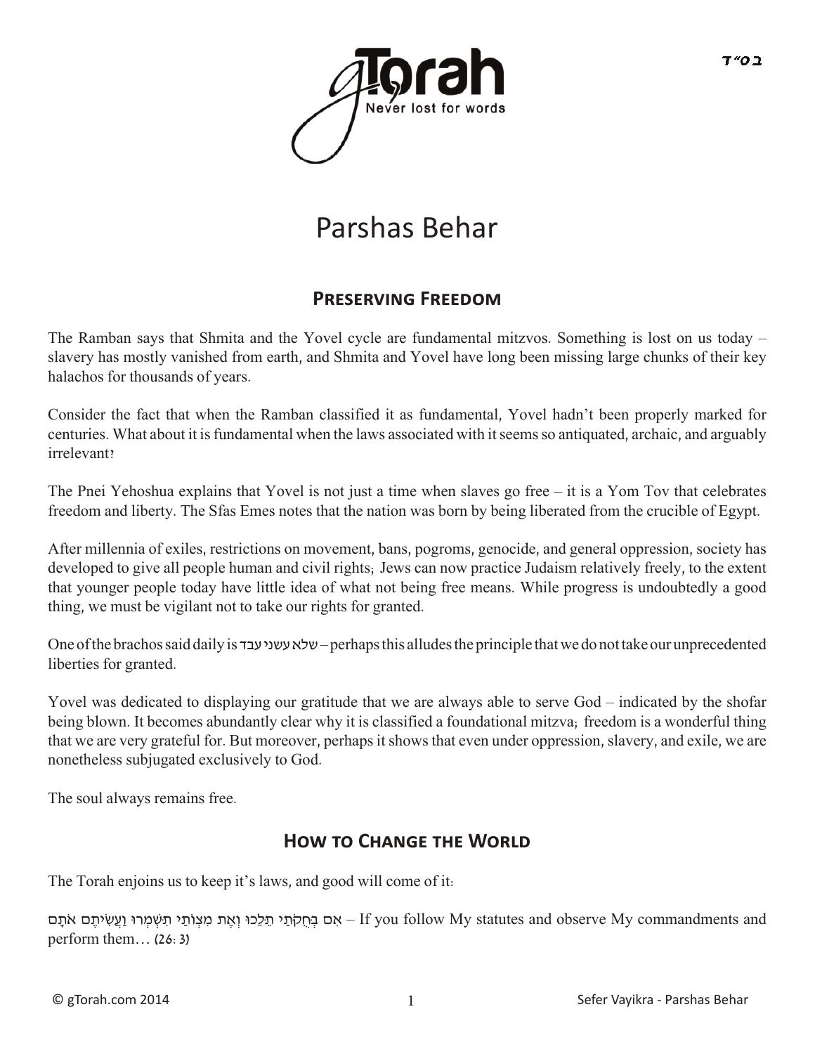# Parshas Behar

## Preserving Freedom

The Ramban says that Shmita and the Yovel cycle are fundamental mitzvos. Something is lost on us today – slavery has mostly vanished from earth, and Shmita and Yovel have long been missing large chunks of their key halachos for thousands of years.

Consider the fact that when the Ramban classified it as fundamental, Yovel hadn't been properly marked for centuries. What about it is fundamental when the laws associated with it seems so antiquated, archaic, and arguably irrelevant?

The Pnei Yehoshua explains that Yovel is not just a time when slaves go free – it is a Yom Tov that celebrates freedom and liberty. The Sfas Emes notes that the nation was born by being liberated from the crucible of Egypt.

After millennia of exiles, restrictions on movement, bans, pogroms, genocide, and general oppression, society has developed to give all people human and civil rights; Jews can now practice Judaism relatively freely, to the extent that younger people today have little idea of what not being free means. While progress is undoubtedly a good thing, we must be vigilant not to take our rights for granted.

One of the brachos said daily is שלא עשני עבד – perhaps this alludes the principle that we do not take our unprecedented liberties for granted.

Yovel was dedicated to displaying our gratitude that we are always able to serve God – indicated by the shofar being blown. It becomes abundantly clear why it is classified a foundational mitzva; freedom is a wonderful thing that we are very grateful for. But moreover, perhaps it shows that even under oppression, slavery, and exile, we are nonetheless subjugated exclusively to God.

The soul always remains free.

## How to Change the World

The Torah enjoins us to keep it's laws, and good will come of it:

אִם בְּחֻקֹּתַי תֵּלֵכוּ וְאֶת מִצְוֹתַי תִּשְׁמְרוּ וַעֲשִׂיתֶם אֹתָם – If you follow My statutes and observe My commandments and perform them… (26:3)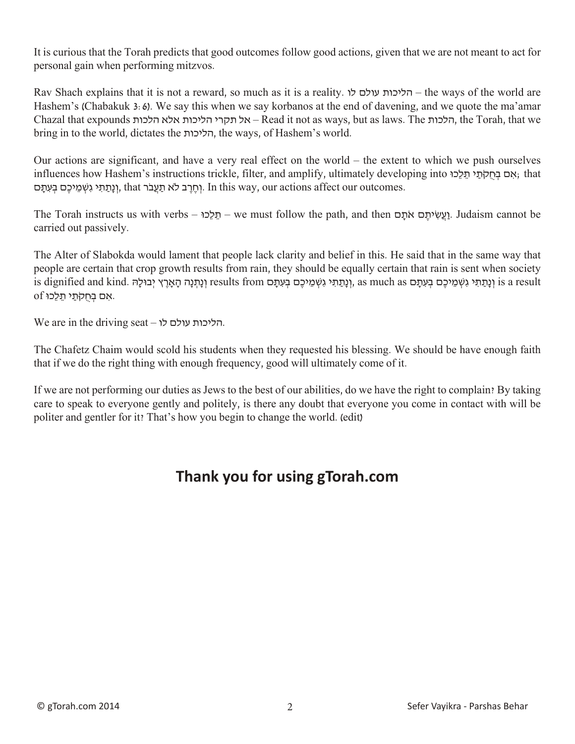It is curious that the Torah predicts that good outcomes follow good actions, given that we are not meant to act for personal gain when performing mitzvos.

Rav Shach explains that it is not a reward, so much as it is a reality. הליכות עולם לו – the ways of the world are Hashem's (Chabakuk 3:6). We say this when we say korbanos at the end of davening, and we quote the ma'amar Chazal that expounds אל תקרי הליכות אלא הלכות – Read it not as ways, but as laws. The הלכות, the Torah, that we bring in to the world, dictates the הליכות, the ways, of Hashem's world.

Our actions are significant, and have a very real effect on the world – the extent to which we push ourselves influences how Hashem's instructions trickle, filter, and amplify, ultimately developing into אִם בְּחֻקֹּתַי תֵּלֵכוּ; that וְנָתַתִּי גִשְׁמֵיכֶם בְּעִתָּם, that וְחֶרֶב לֹא תַעֲבֹר. In this way, our actions affect our outcomes.

The Torah instructs us with verbs – תֵּלֵכוּ – we must follow the path, and then וַעֲשִׂיתֶם אֹתָם. Judaism cannot be carried out passively.

The Alter of Slabokda would lament that people lack clarity and belief in this. He said that in the same way that people are certain that crop growth results from rain, they should be equally certain that rain is sent when society is dignified and kind. וְנָתְנָה הָאָרֶץ יְבוּלָהּ results from וְנָתַתִּי גִשְׁמֵיכֶם בְּעִתָּם, as much as וְנָתַתִּי גִשְׁמֵיכֶם בְּעִתָּם is a result of אִם בְּחֻקֹּתַי תֵּלֵכוּ.

We are in the driving seat – הליכות עולם לו.

The Chafetz Chaim would scold his students when they requested his blessing. We should be have enough faith that if we do the right thing with enough frequency, good will ultimately come of it.

If we are not performing our duties as Jews to the best of our abilities, do we have the right to complain? By taking care to speak to everyone gently and politely, is there any doubt that everyone you come in contact with will be politer and gentler for it? That's how you begin to change the world. (edit)

## Thank you for using gTorah.com